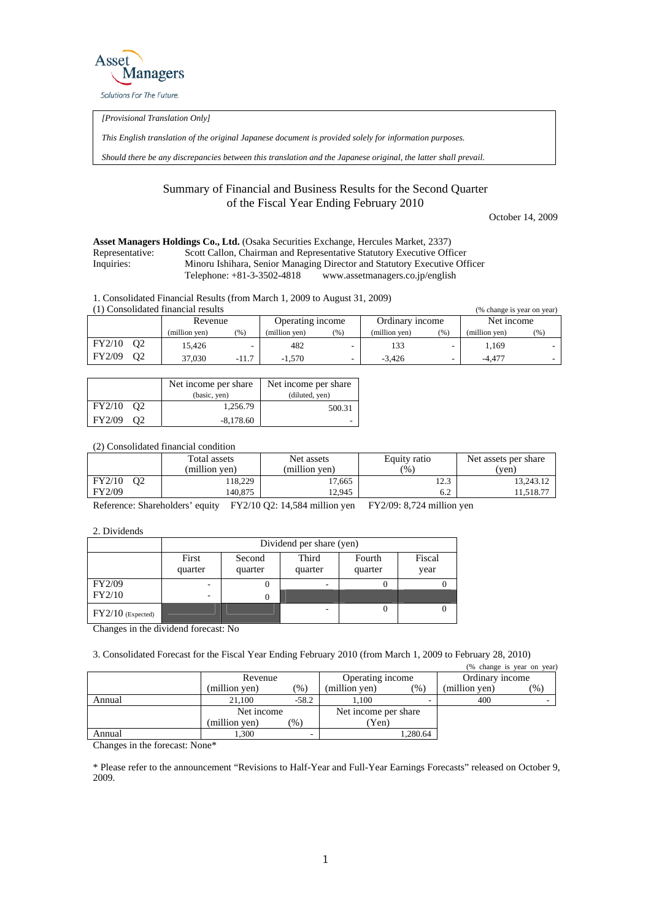Asset Managers

Solutions For The Future.

*[Provisional Translation Only]*

*This English translation of the original Japanese document is provided solely for information purposes.*

*Should there be any discrepancies between this translation and the Japanese original, the latter shall prevail.*

# Summary of Financial and Business Results for the Second Quarter of the Fiscal Year Ending February 2010

October 14, 2009

**Asset Managers Holdings Co., Ltd.** (Osaka Securities Exchange, Hercules Market, 2337)

Representative: Scott Callon, Chairman and Representative Statutory Executive Officer

Inquiries: Minoru Ishihara, Senior Managing Director and Statutory Executive Officer

Telephone: +81-3-3502-4818 www.assetmanagers.co.jp/english

1. Consolidated Financial Results (from March 1, 2009 to August 31, 2009)

(1) Consolidated financial results (% change is year on year)

| | Revenue | | Operating income | | Ordinary income | | Net income | |
|---|---|---|---|---|---|---|---|---|
| | (million yen) | (%) | (million yen) | (%) | (million yen) | (%) | (million yen) | (%) |
| FY2/10 Q2 | 15,426 | - | 482 | - | 133 | - | 1,169 | - |
| FY2/09 Q2 | 37,030 | -11.7 | -1,570 | - | -3,426 | - | -4,477 | - |

| | Net income per share (basic, yen) | Net income per share (diluted, yen) |
|---|---|---|
| FY2/10 Q2 | 1,256.79 | 500.31 |
| FY2/09 Q2 | -8,178.60 | - |

(2) Consolidated financial condition

| | Total assets (million yen) | Net assets (million yen) | Equity ratio (%) | Net assets per share (yen) |
|---|---|---|---|---|
| FY2/10 Q2 | 118,229 | 17,665 | 12.3 | 13,243.12 |
| FY2/09 | 140,875 | 12,945 | 6.2 | 11,518.77 |

Reference: Shareholders' equity FY2/10 Q2: 14,584 million yen FY2/09: 8,724 million yen

2. Dividends

| | Dividend per share (yen) | | | | |
|---|---|---|---|---|---|
| | First quarter | Second quarter | Third quarter | Fourth quarter | Fiscal year |
| FY2/09 | - | 0 | - | 0 | 0 |
| FY2/10 | - | 0 | | | |
| FY2/10 (Expected) | | | - | 0 | 0 |

Changes in the dividend forecast: No

3. Consolidated Forecast for the Fiscal Year Ending February 2010 (from March 1, 2009 to February 28, 2010)

(% change is year on year)

| | Revenue | | Operating income | | Ordinary income | |
|---|---|---|---|---|---|---|
| | (million yen) | (%) | (million yen) | (%) | (million yen) | (%) |
| Annual | 21,100 | -58.2 | 1,100 | - | 400 | - |
| | Net income | | Net income per share | | | |
| | (million yen) | (%) | (Yen) | | | |
| Annual | 1,300 | - | 1,280.64 | | | |

Changes in the forecast: None*

\* Please refer to the announcement "Revisions to Half-Year and Full-Year Earnings Forecasts" released on October 9, 2009.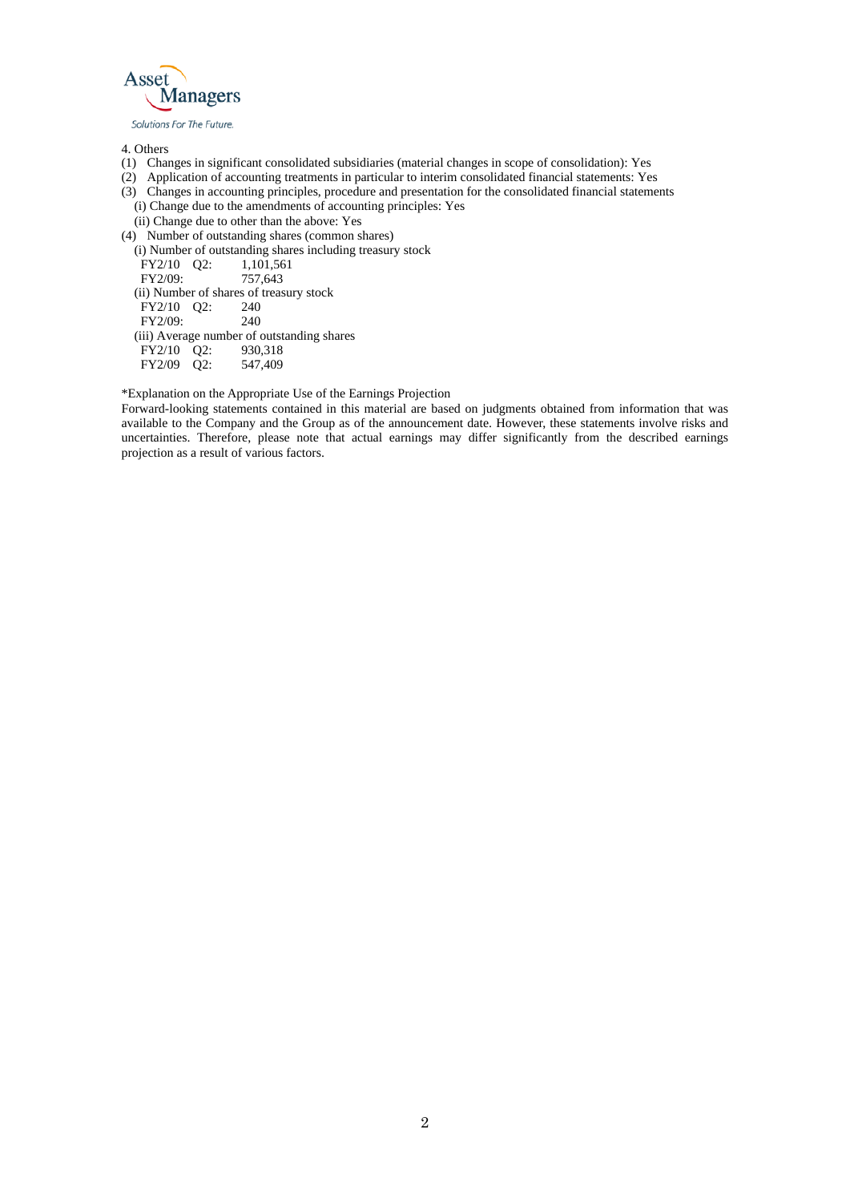4. Others

(1) Changes in significant consolidated subsidiaries (material changes in scope of consolidation): Yes

(2) Application of accounting treatments in particular to interim consolidated financial statements: Yes

(3) Changes in accounting principles, procedure and presentation for the consolidated financial statements

(i) Change due to the amendments of accounting principles: Yes

(ii) Change due to other than the above: Yes

(4) Number of outstanding shares (common shares)

(i) Number of outstanding shares including treasury stock

| | |
|---|---|
| FY2/10 Q2: | 1,101,561 |
| FY2/09: | 757,643 |

(ii) Number of shares of treasury stock

| | |
|---|---|
| FY2/10 Q2: | 240 |
| FY2/09: | 240 |

(iii) Average number of outstanding shares

| | |
|---|---|
| FY2/10 Q2: | 930,318 |
| FY2/09 Q2: | 547,409 |

*Explanation on the Appropriate Use of the Earnings Projection

Forward-looking statements contained in this material are based on judgments obtained from information that was available to the Company and the Group as of the announcement date. However, these statements involve risks and uncertainties. Therefore, please note that actual earnings may differ significantly from the described earnings projection as a result of various factors.